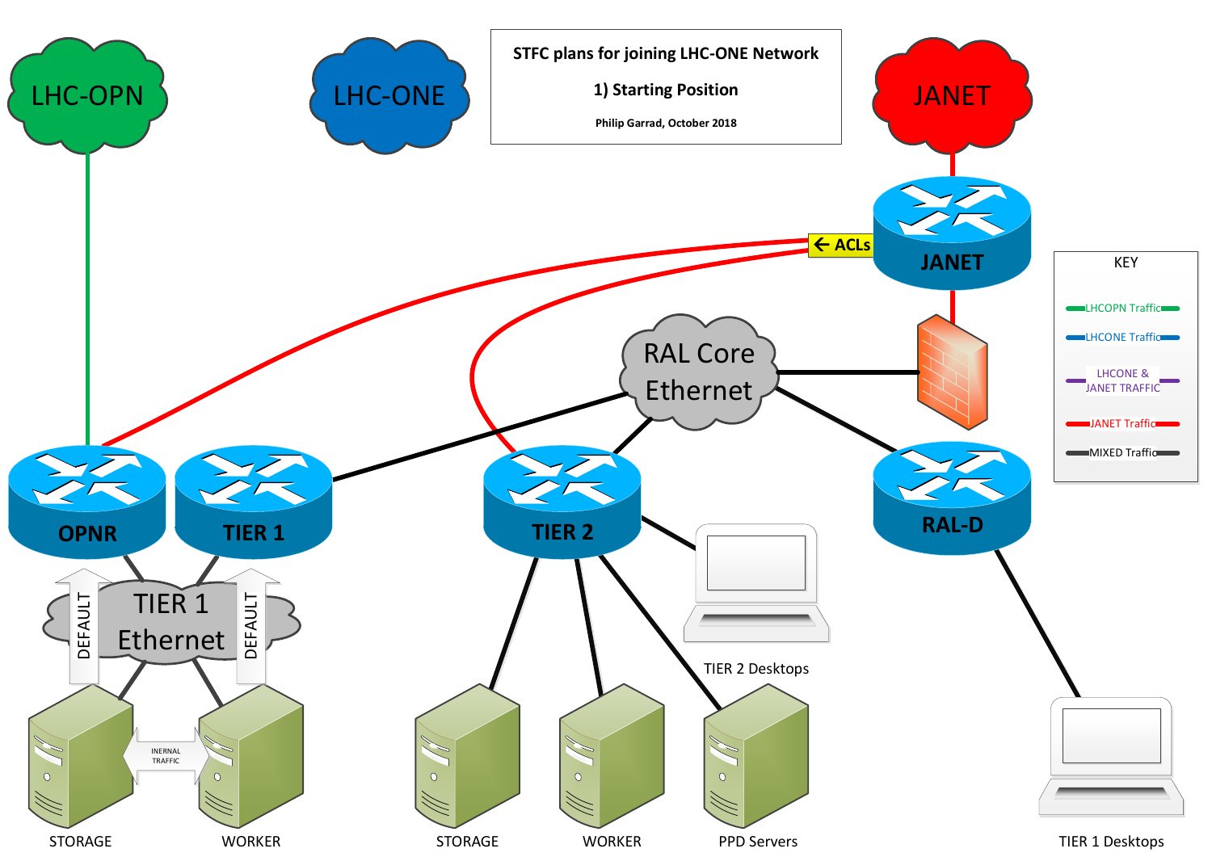**STFC plans for joining LHC-ONE Network**

**1) Starting Position**

**Philip Garrad, October 2018**

LHC-OPN

LHC-ONE

JANET

**JANET**

**← ACLs**

RAL Core Ethernet

**OPNR**

**TIER 1**

**TIER 2**

**RAL-D**

TIER 1 Ethernet

DEFAULT

DEFAULT

INERNAL TRAFFIC

STORAGE

WORKER

STORAGE

WORKER

PPD Servers

TIER 2 Desktops

TIER 1 Desktops

KEY

- LHCOPN Traffic
- LHCONE Traffic
- LHCONE & JANET TRAFFIC
- JANET Traffic
- MIXED Traffic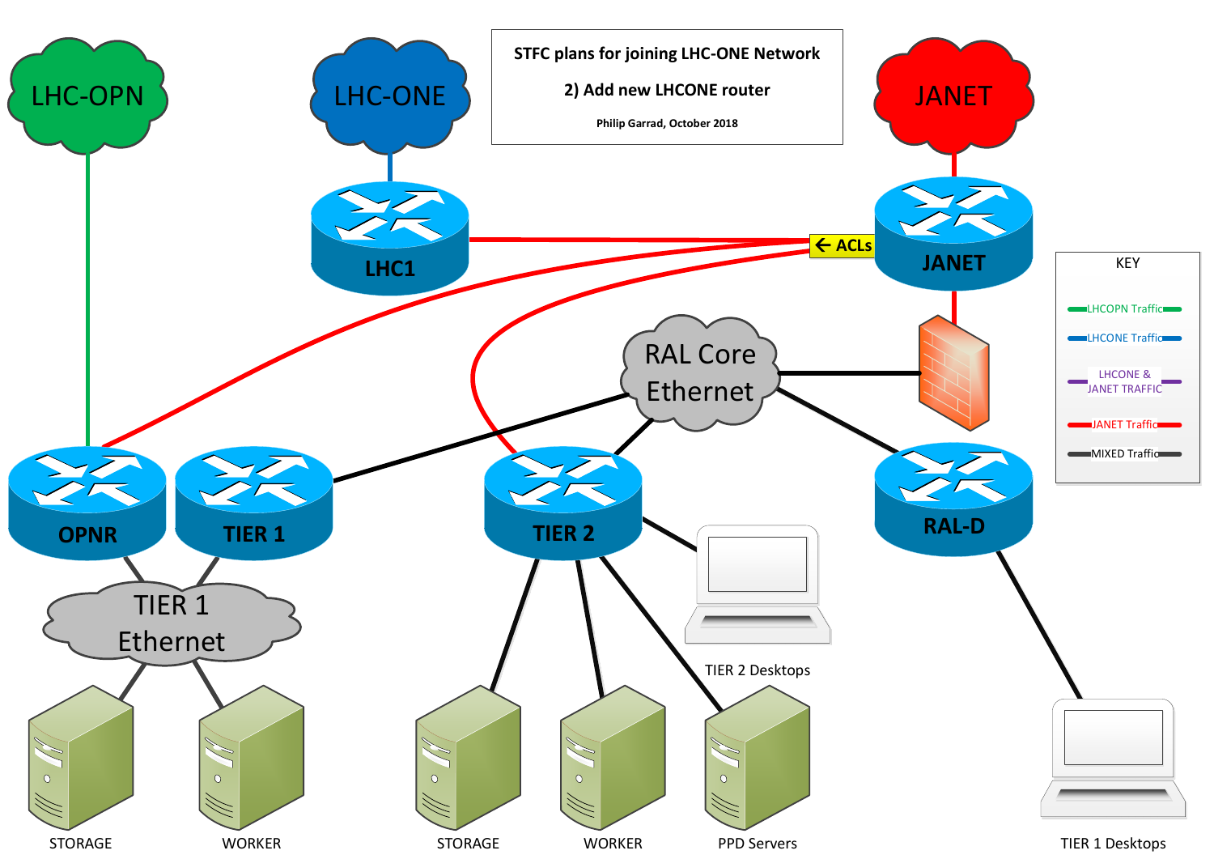**STFC plans for joining LHC-ONE Network**

**2) Add new LHCONE router**

**Philip Garrad, October 2018**

LHC-OPN

LHC-ONE

JANET

LHC1

← ACLs

JANET

RAL Core Ethernet

OPNR

TIER 1

TIER 2

RAL-D

TIER 1 Ethernet

TIER 2 Desktops

STORAGE

WORKER

STORAGE

WORKER

PPD Servers

TIER 1 Desktops

KEY

- LHCOPN Traffic
- LHCONE Traffic
- LHCONE & JANET TRAFFIC
- JANET Traffic
- MIXED Traffic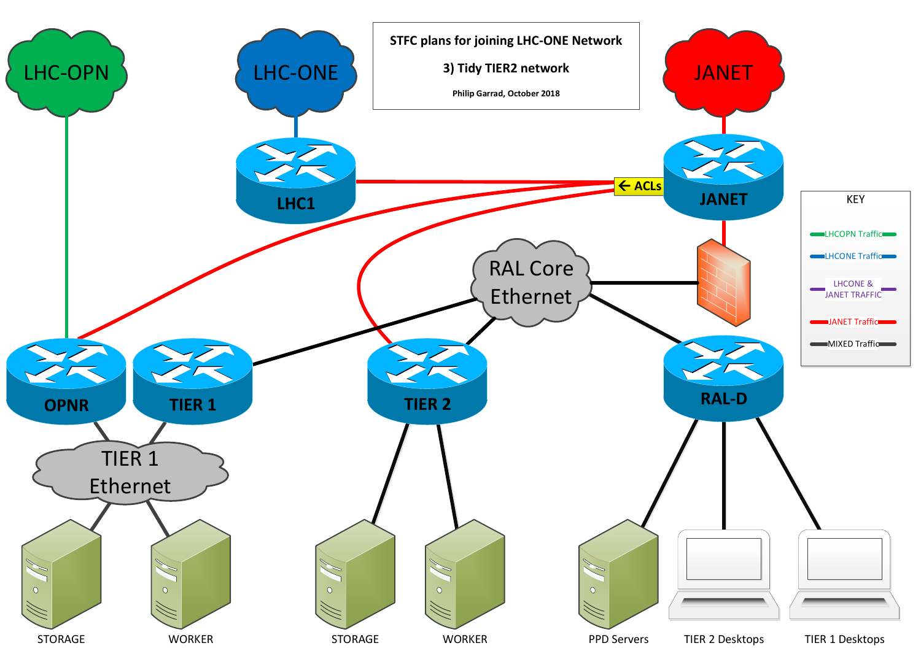**STFC plans for joining LHC-ONE Network**

**3) Tidy TIER2 network**

**Philip Garrad, October 2018**

LHC-OPN

LHC-ONE

JANET

LHC1

JANET

← ACLs

RAL Core Ethernet

OPNR

TIER 1

TIER 2

RAL-D

TIER 1 Ethernet

KEY

- LHCOPN Traffic
- LHCONE Traffic
- LHCONE & JANET TRAFFIC
- JANET Traffic
- MIXED Traffic

STORAGE

WORKER

STORAGE

WORKER

PPD Servers

TIER 2 Desktops

TIER 1 Desktops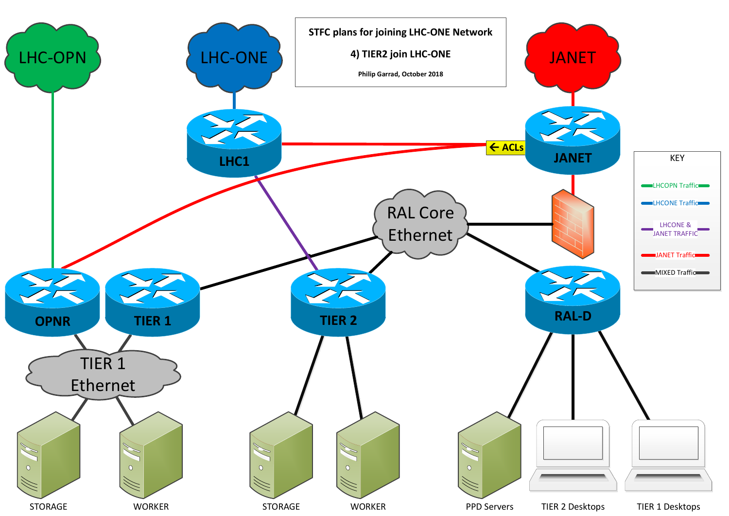**STFC plans for joining LHC-ONE Network**

**4) TIER2 join LHC-ONE**

**Philip Garrad, October 2018**

LHC-OPN

LHC-ONE

JANET

LHC1

JANET

← ACLs

RAL Core Ethernet

OPNR

TIER 1

TIER 2

RAL-D

TIER 1 Ethernet

STORAGE

WORKER

STORAGE

WORKER

PPD Servers

TIER 2 Desktops

TIER 1 Desktops

KEY

- LHCOPN Traffic
- LHCONE Traffic
- LHCONE & JANET TRAFFIC
- JANET Traffic
- MIXED Traffic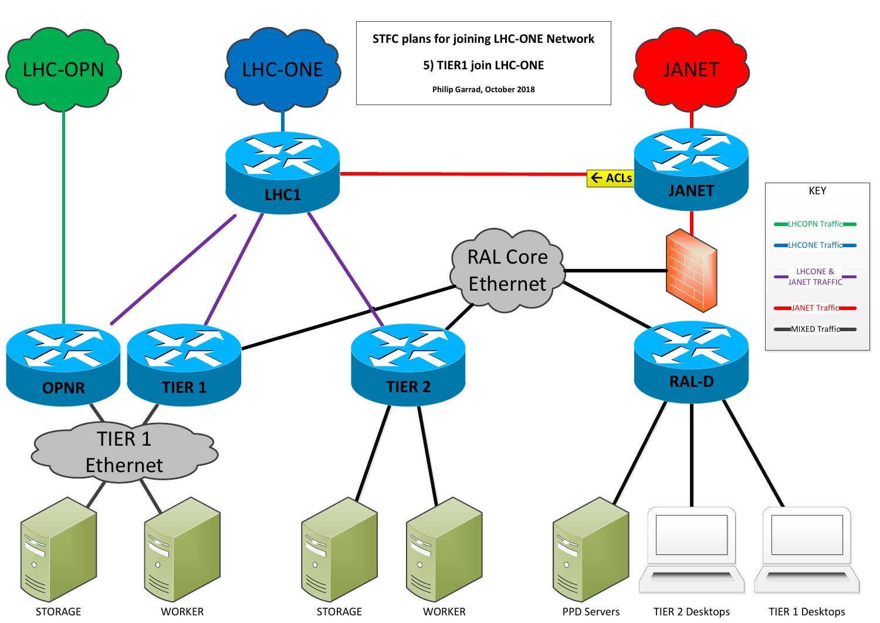**STFC plans for joining LHC-ONE Network**

**5) TIER1 join LHC-ONE**

**Philip Garrad, October 2018**

LHC-OPN

LHC-ONE

JANET

LHC1

← ACLs

JANET

RAL Core Ethernet

OPNR

TIER 1

TIER 2

RAL-D

TIER 1 Ethernet

STORAGE

WORKER

STORAGE

WORKER

PPD Servers

TIER 2 Desktops

TIER 1 Desktops

KEY

- LHCOPN Traffic
- LHCONE Traffic
- LHCONE & JANET TRAFFIC
- JANET Traffic
- MIXED Traffic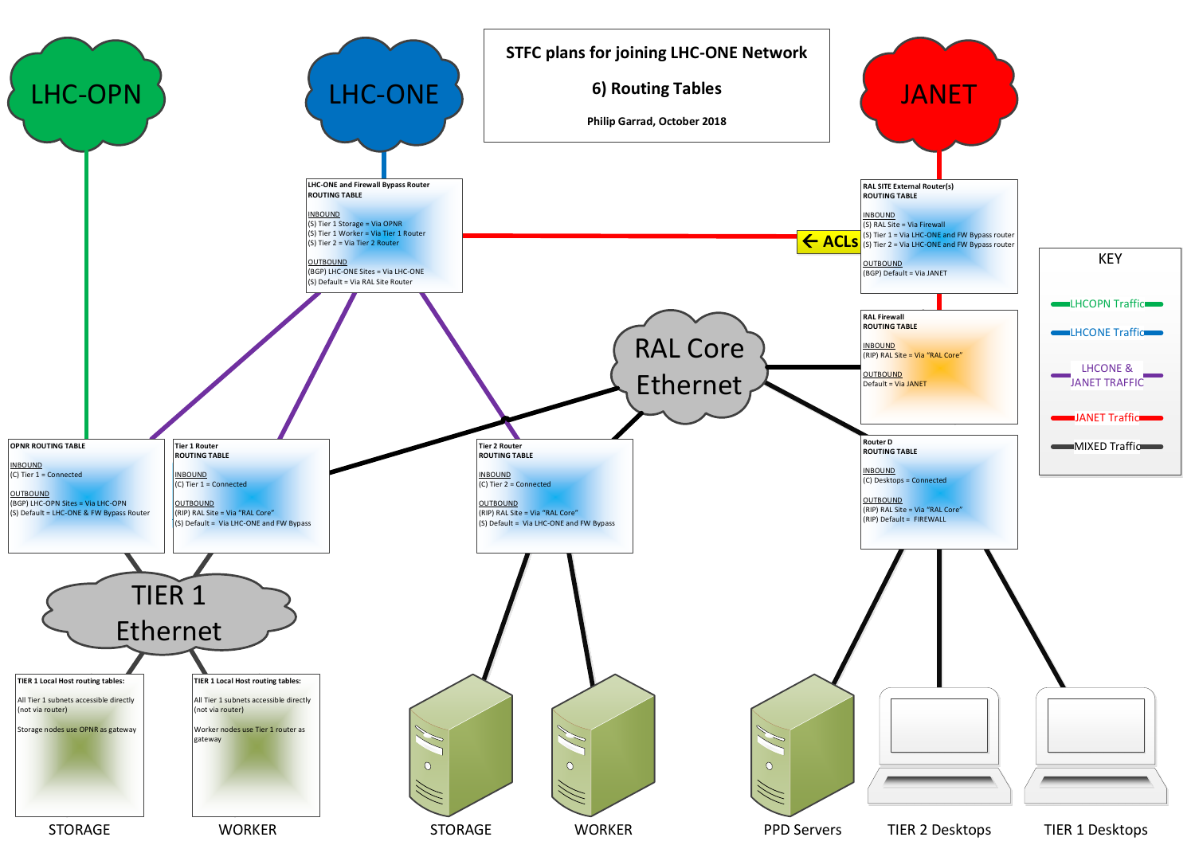# STFC plans for joining LHC-ONE Network

## 6) Routing Tables

**Philip Garrad, October 2018**

LHC-OPN

LHC-ONE

JANET

**LHC-ONE and Firewall Bypass Router ROUTING TABLE**

INBOUND
(S) Tier 1 Storage = Via OPNR
(S) Tier 1 Worker = Via Tier 1 Router
(S) Tier 2 = Via Tier 2 Router

OUTBOUND
(BGP) LHC-ONE Sites = Via LHC-ONE
(S) Default = Via RAL Site Router

**RAL SITE External Router(s) ROUTING TABLE**

INBOUND
(S) RAL Site = Via Firewall
(S) Tier 1 = Via LHC-ONE and FW Bypass router
(S) Tier 2 = Via LHC-ONE and FW Bypass router

OUTBOUND
(BGP) Default = Via JANET

← ACLs

**RAL Firewall ROUTING TABLE**

INBOUND
(RIP) RAL Site = Via "RAL Core"

OUTBOUND
Default = Via JANET

RAL Core Ethernet

**OPNR ROUTING TABLE**

INBOUND
(C) Tier 1 = Connected

OUTBOUND
(BGP) LHC-OPN Sites = Via LHC-OPN
(S) Default = LHC-ONE & FW Bypass Router

**Tier 1 Router ROUTING TABLE**

INBOUND
(C) Tier 1 = Connected

OUTBOUND
(RIP) RAL Site = Via "RAL Core"
(S) Default = Via LHC-ONE and FW Bypass

**Tier 2 Router ROUTING TABLE**

INBOUND
(C) Tier 2 = Connected

OUTBOUND
(RIP) RAL Site = Via "RAL Core"
(S) Default = Via LHC-ONE and FW Bypass

**Router D ROUTING TABLE**

INBOUND
(C) Desktops = Connected

OUTBOUND
(RIP) RAL Site = Via "RAL Core"
(RIP) Default = FIREWALL

TIER 1 Ethernet

**TIER 1 Local Host routing tables:**

All Tier 1 subnets accessible directly (not via router)

Storage nodes use OPNR as gateway

**TIER 1 Local Host routing tables:**

All Tier 1 subnets accessible directly (not via router)

Worker nodes use Tier 1 router as gateway

STORAGE

WORKER

STORAGE

WORKER

PPD Servers

TIER 2 Desktops

TIER 1 Desktops

KEY

LHCOPN Traffic

LHCONE Traffic

LHCONE & JANET TRAFFIC

JANET Traffic

MIXED Traffic